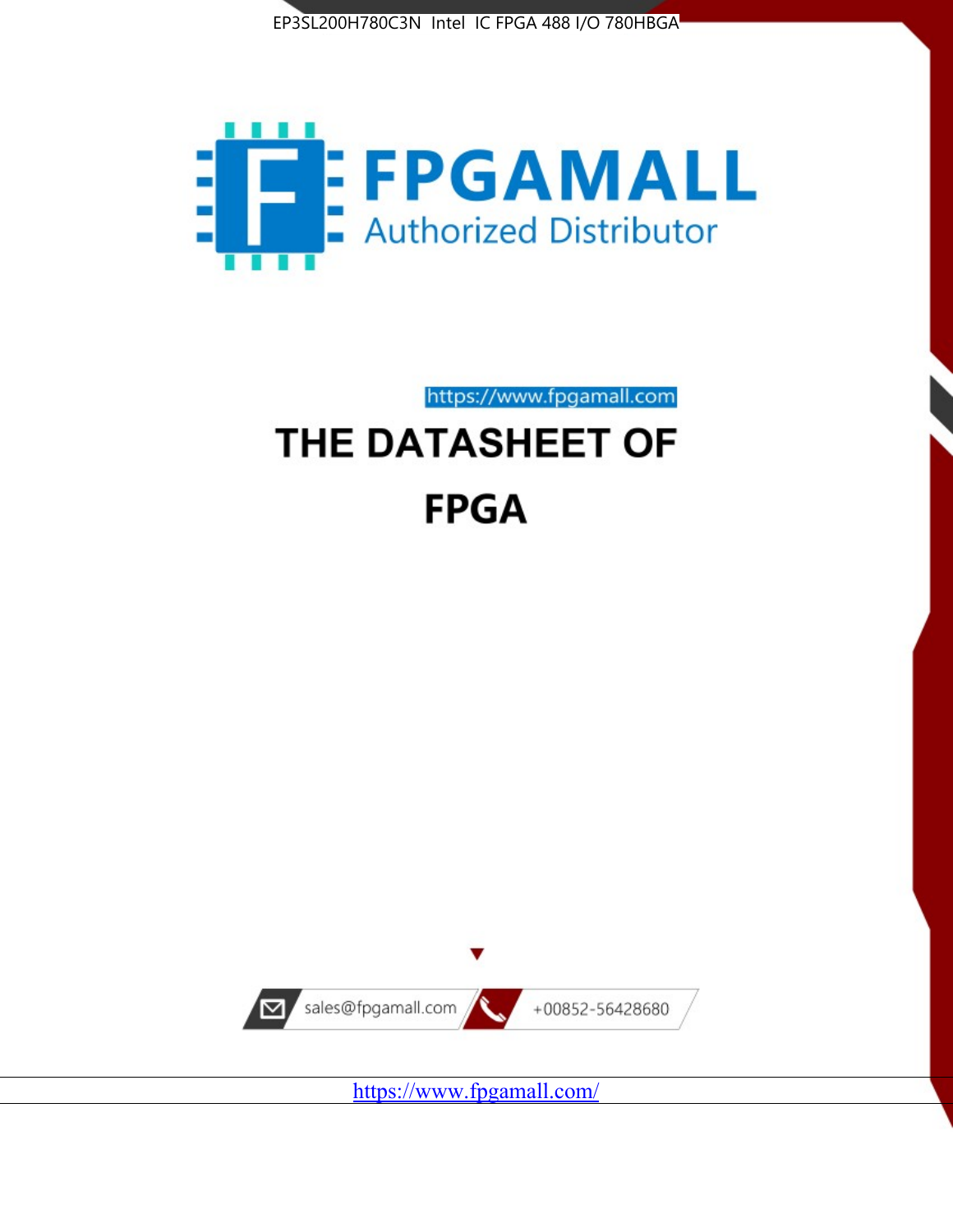EP3SL200H780C3N Intel IC FPGA 488 I/O 780HBGA

FPGAMALL

Authorized Distributor

https://www.fpgamall.com

# THE DATASHEET OF

# FPGA

sales@fpgamall.com

+00852-56428680

https://www.fpgamall.com/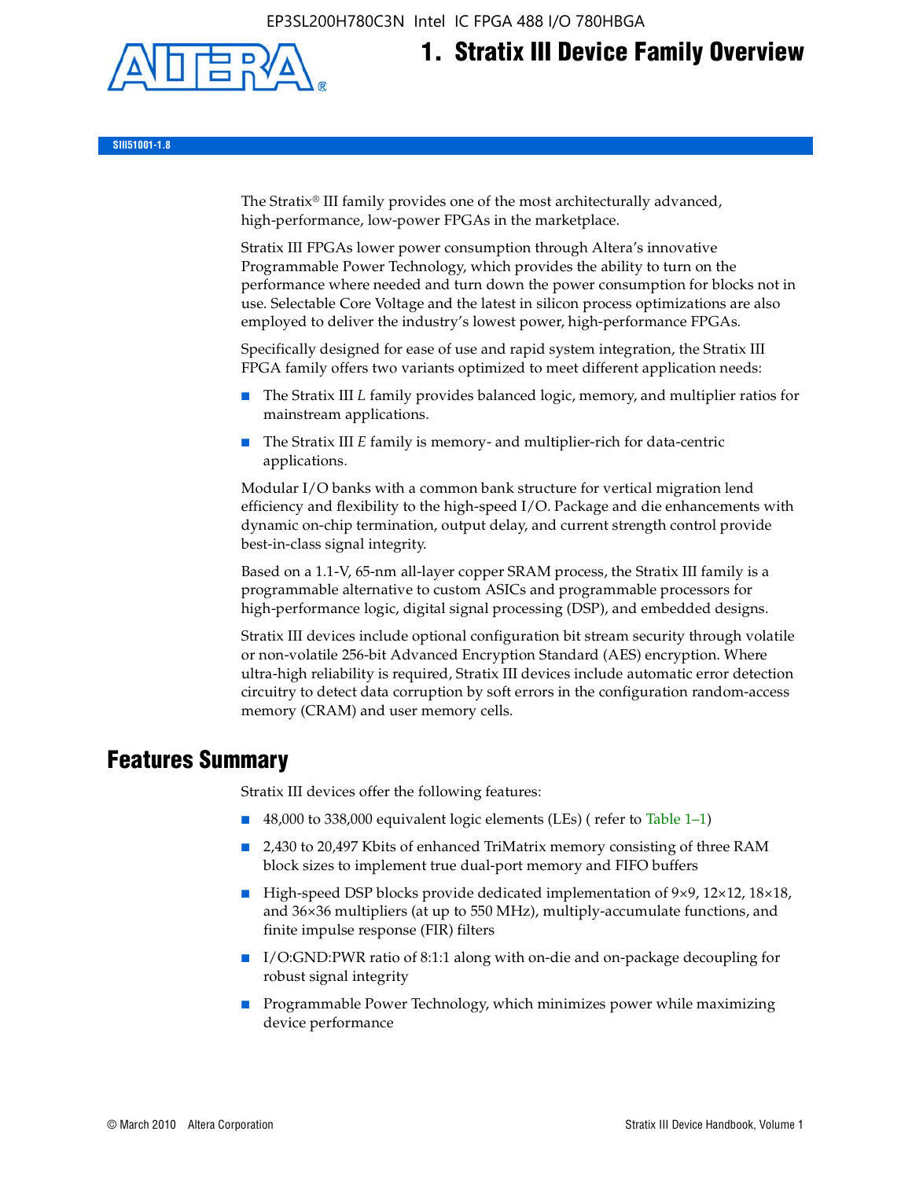# 1. Stratix III Device Family Overview

SIII51001-1.8

The Stratix® III family provides one of the most architecturally advanced, high-performance, low-power FPGAs in the marketplace.

Stratix III FPGAs lower power consumption through Altera's innovative Programmable Power Technology, which provides the ability to turn on the performance where needed and turn down the power consumption for blocks not in use. Selectable Core Voltage and the latest in silicon process optimizations are also employed to deliver the industry's lowest power, high-performance FPGAs.

Specifically designed for ease of use and rapid system integration, the Stratix III FPGA family offers two variants optimized to meet different application needs:

- The Stratix III *L* family provides balanced logic, memory, and multiplier ratios for mainstream applications.
- The Stratix III *E* family is memory- and multiplier-rich for data-centric applications.

Modular I/O banks with a common bank structure for vertical migration lend efficiency and flexibility to the high-speed I/O. Package and die enhancements with dynamic on-chip termination, output delay, and current strength control provide best-in-class signal integrity.

Based on a 1.1-V, 65-nm all-layer copper SRAM process, the Stratix III family is a programmable alternative to custom ASICs and programmable processors for high-performance logic, digital signal processing (DSP), and embedded designs.

Stratix III devices include optional configuration bit stream security through volatile or non-volatile 256-bit Advanced Encryption Standard (AES) encryption. Where ultra-high reliability is required, Stratix III devices include automatic error detection circuitry to detect data corruption by soft errors in the configuration random-access memory (CRAM) and user memory cells.

## Features Summary

Stratix III devices offer the following features:

- 48,000 to 338,000 equivalent logic elements (LEs) ( refer to Table 1–1)
- 2,430 to 20,497 Kbits of enhanced TriMatrix memory consisting of three RAM block sizes to implement true dual-port memory and FIFO buffers
- High-speed DSP blocks provide dedicated implementation of 9×9, 12×12, 18×18, and 36×36 multipliers (at up to 550 MHz), multiply-accumulate functions, and finite impulse response (FIR) filters
- I/O:GND:PWR ratio of 8:1:1 along with on-die and on-package decoupling for robust signal integrity
- Programmable Power Technology, which minimizes power while maximizing device performance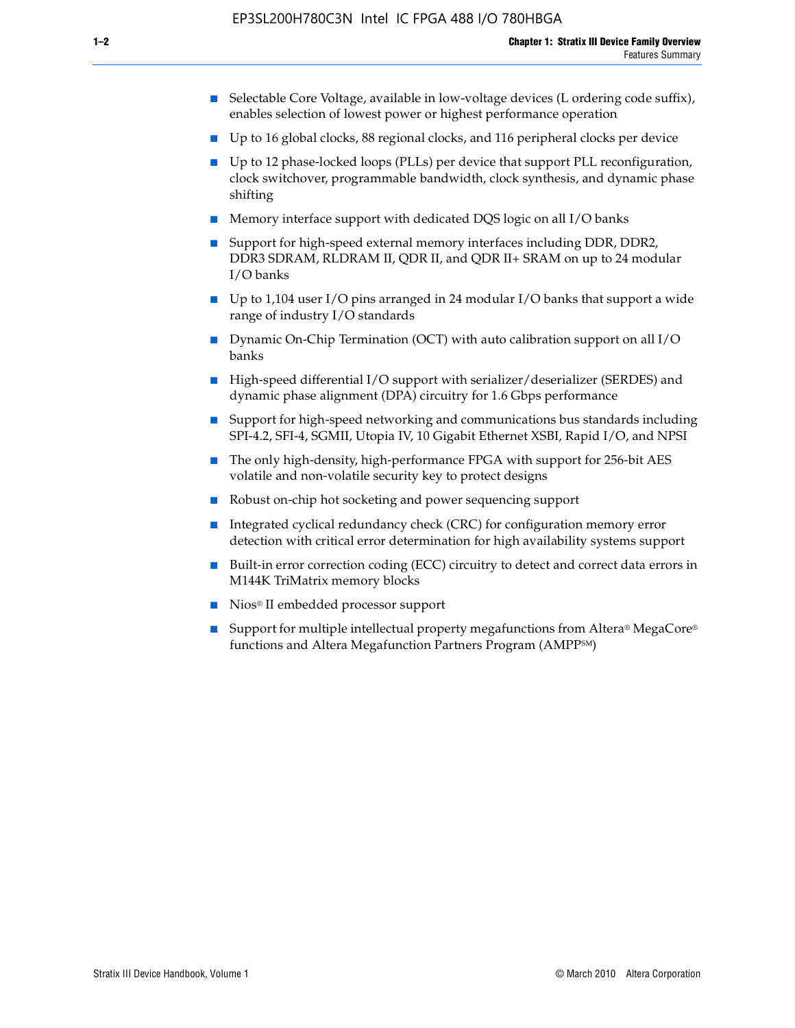- Selectable Core Voltage, available in low-voltage devices (L ordering code suffix), enables selection of lowest power or highest performance operation
- Up to 16 global clocks, 88 regional clocks, and 116 peripheral clocks per device
- Up to 12 phase-locked loops (PLLs) per device that support PLL reconfiguration, clock switchover, programmable bandwidth, clock synthesis, and dynamic phase shifting
- Memory interface support with dedicated DQS logic on all I/O banks
- Support for high-speed external memory interfaces including DDR, DDR2, DDR3 SDRAM, RLDRAM II, QDR II, and QDR II+ SRAM on up to 24 modular I/O banks
- Up to 1,104 user I/O pins arranged in 24 modular I/O banks that support a wide range of industry I/O standards
- Dynamic On-Chip Termination (OCT) with auto calibration support on all I/O banks
- High-speed differential I/O support with serializer/deserializer (SERDES) and dynamic phase alignment (DPA) circuitry for 1.6 Gbps performance
- Support for high-speed networking and communications bus standards including SPI-4.2, SFI-4, SGMII, Utopia IV, 10 Gigabit Ethernet XSBI, Rapid I/O, and NPSI
- The only high-density, high-performance FPGA with support for 256-bit AES volatile and non-volatile security key to protect designs
- Robust on-chip hot socketing and power sequencing support
- Integrated cyclical redundancy check (CRC) for configuration memory error detection with critical error determination for high availability systems support
- Built-in error correction coding (ECC) circuitry to detect and correct data errors in M144K TriMatrix memory blocks
- Nios® II embedded processor support
- Support for multiple intellectual property megafunctions from Altera® MegaCore® functions and Altera Megafunction Partners Program (AMPP℠)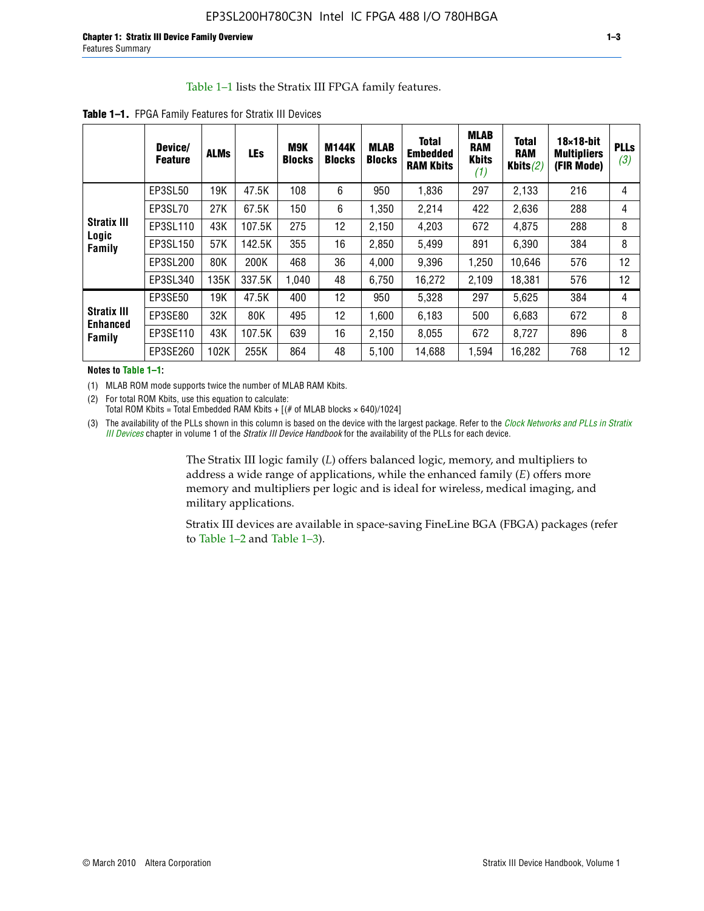Table 1–1 lists the Stratix III FPGA family features.

**Table 1–1.** FPGA Family Features for Stratix III Devices

| | Device/ Feature | ALMs | LEs | M9K Blocks | M144K Blocks | MLAB Blocks | Total Embedded RAM Kbits | MLAB RAM Kbits (1) | Total RAM Kbits (2) | 18×18-bit Multipliers (FIR Mode) | PLLs (3) |
|---|---|---|---|---|---|---|---|---|---|---|---|
| Stratix III Logic Family | EP3SL50 | 19K | 47.5K | 108 | 6 | 950 | 1,836 | 297 | 2,133 | 216 | 4 |
| | EP3SL70 | 27K | 67.5K | 150 | 6 | 1,350 | 2,214 | 422 | 2,636 | 288 | 4 |
| | EP3SL110 | 43K | 107.5K | 275 | 12 | 2,150 | 4,203 | 672 | 4,875 | 288 | 8 |
| | EP3SL150 | 57K | 142.5K | 355 | 16 | 2,850 | 5,499 | 891 | 6,390 | 384 | 8 |
| | EP3SL200 | 80K | 200K | 468 | 36 | 4,000 | 9,396 | 1,250 | 10,646 | 576 | 12 |
| | EP3SL340 | 135K | 337.5K | 1,040 | 48 | 6,750 | 16,272 | 2,109 | 18,381 | 576 | 12 |
| Stratix III Enhanced Family | EP3SE50 | 19K | 47.5K | 400 | 12 | 950 | 5,328 | 297 | 5,625 | 384 | 4 |
| | EP3SE80 | 32K | 80K | 495 | 12 | 1,600 | 6,183 | 500 | 6,683 | 672 | 8 |
| | EP3SE110 | 43K | 107.5K | 639 | 16 | 2,150 | 8,055 | 672 | 8,727 | 896 | 8 |
| | EP3SE260 | 102K | 255K | 864 | 48 | 5,100 | 14,688 | 1,594 | 16,282 | 768 | 12 |

**Notes to Table 1–1:**

(1) MLAB ROM mode supports twice the number of MLAB RAM Kbits.

(2) For total ROM Kbits, use this equation to calculate:
Total ROM Kbits = Total Embedded RAM Kbits + [(# of MLAB blocks × 640)/1024]

(3) The availability of the PLLs shown in this column is based on the device with the largest package. Refer to the *Clock Networks and PLLs in Stratix III Devices* chapter in volume 1 of the *Stratix III Device Handbook* for the availability of the PLLs for each device.

The Stratix III logic family (*L*) offers balanced logic, memory, and multipliers to address a wide range of applications, while the enhanced family (*E*) offers more memory and multipliers per logic and is ideal for wireless, medical imaging, and military applications.

Stratix III devices are available in space-saving FineLine BGA (FBGA) packages (refer to Table 1–2 and Table 1–3).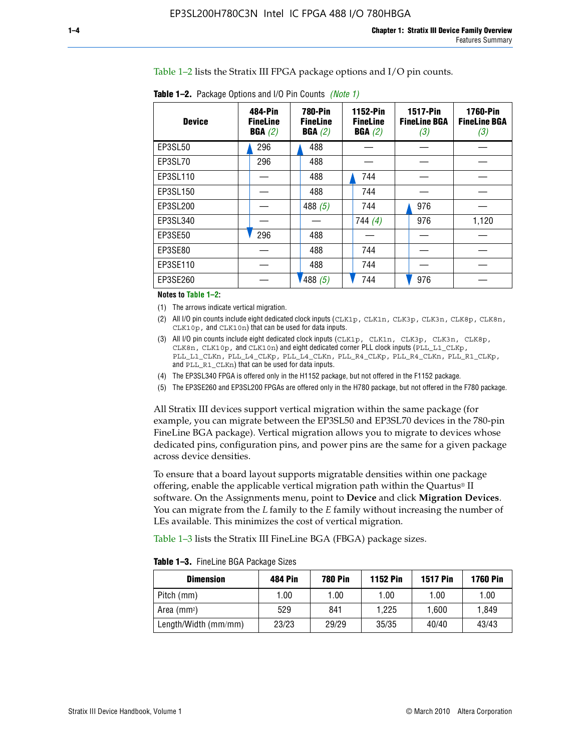Table 1–2 lists the Stratix III FPGA package options and I/O pin counts.

**Table 1–2.** Package Options and I/O Pin Counts *(Note 1)*

| Device | 484-Pin FineLine BGA *(2)* | 780-Pin FineLine BGA *(2)* | 1152-Pin FineLine BGA *(2)* | 1517-Pin FineLine BGA *(3)* | 1760-Pin FineLine BGA *(3)* |
|---|---|---|---|---|---|
| EP3SL50 | 296 | 488 | — | — | — |
| EP3SL70 | 296 | 488 | — | — | — |
| EP3SL110 | — | 488 | 744 | — | — |
| EP3SL150 | — | 488 | 744 | — | — |
| EP3SL200 | — | 488 *(5)* | 744 | 976 | — |
| EP3SL340 | — | — | 744 *(4)* | 976 | 1,120 |
| EP3SE50 | 296 | 488 | — | — | — |
| EP3SE80 | — | 488 | 744 | — | — |
| EP3SE110 | — | 488 | 744 | — | — |
| EP3SE260 | — | 488 *(5)* | 744 | 976 | — |

**Notes to Table 1–2:**

(1) The arrows indicate vertical migration.

(2) All I/O pin counts include eight dedicated clock inputs (`CLK1p`, `CLK1n`, `CLK3p`, `CLK3n`, `CLK8p`, `CLK8n`, `CLK10p`, and `CLK10n`) that can be used for data inputs.

(3) All I/O pin counts include eight dedicated clock inputs (`CLK1p`, `CLK1n`, `CLK3p`, `CLK3n`, `CLK8p`, `CLK8n`, `CLK10p`, and `CLK10n`) and eight dedicated corner PLL clock inputs (`PLL_L1_CLKp`, `PLL_L1_CLKn`, `PLL_L4_CLKp`, `PLL_L4_CLKn`, `PLL_R4_CLKp`, `PLL_R4_CLKn`, `PLL_R1_CLKp`, and `PLL_R1_CLKn`) that can be used for data inputs.

(4) The EP3SL340 FPGA is offered only in the H1152 package, but not offered in the F1152 package.

(5) The EP3SE260 and EP3SL200 FPGAs are offered only in the H780 package, but not offered in the F780 package.

All Stratix III devices support vertical migration within the same package (for example, you can migrate between the EP3SL50 and EP3SL70 devices in the 780-pin FineLine BGA package). Vertical migration allows you to migrate to devices whose dedicated pins, configuration pins, and power pins are the same for a given package across device densities.

To ensure that a board layout supports migratable densities within one package offering, enable the applicable vertical migration path within the Quartus® II software. On the Assignments menu, point to **Device** and click **Migration Devices**. You can migrate from the *L* family to the *E* family without increasing the number of LEs available. This minimizes the cost of vertical migration.

Table 1–3 lists the Stratix III FineLine BGA (FBGA) package sizes.

**Table 1–3.** FineLine BGA Package Sizes

| Dimension | 484 Pin | 780 Pin | 1152 Pin | 1517 Pin | 1760 Pin |
|---|---|---|---|---|---|
| Pitch (mm) | 1.00 | 1.00 | 1.00 | 1.00 | 1.00 |
| Area ($mm^2$) | 529 | 841 | 1,225 | 1,600 | 1,849 |
| Length/Width (mm/mm) | 23/23 | 29/29 | 35/35 | 40/40 | 43/43 |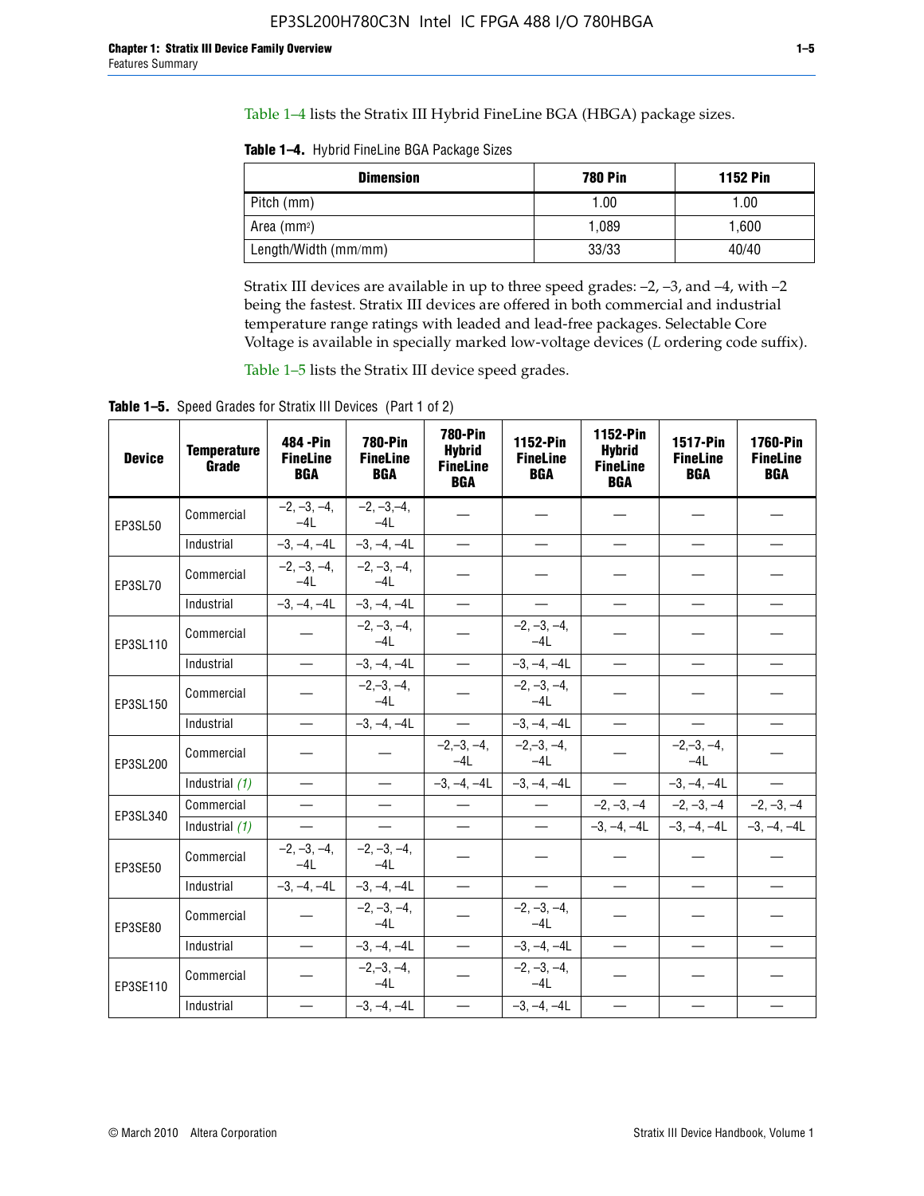Table 1–4 lists the Stratix III Hybrid FineLine BGA (HBGA) package sizes.

**Table 1–4.** Hybrid FineLine BGA Package Sizes

| Dimension | 780 Pin | 1152 Pin |
|---|---|---|
| Pitch (mm) | 1.00 | 1.00 |
| Area (mm$^2$) | 1,089 | 1,600 |
| Length/Width (mm/mm) | 33/33 | 40/40 |

Stratix III devices are available in up to three speed grades: –2, –3, and –4, with –2 being the fastest. Stratix III devices are offered in both commercial and industrial temperature range ratings with leaded and lead-free packages. Selectable Core Voltage is available in specially marked low-voltage devices (*L* ordering code suffix).

Table 1–5 lists the Stratix III device speed grades.

**Table 1–5.** Speed Grades for Stratix III Devices (Part 1 of 2)

| Device | Temperature Grade | 484 -Pin FineLine BGA | 780-Pin FineLine BGA | 780-Pin Hybrid FineLine BGA | 1152-Pin FineLine BGA | 1152-Pin Hybrid FineLine BGA | 1517-Pin FineLine BGA | 1760-Pin FineLine BGA |
|---|---|---|---|---|---|---|---|---|
| EP3SL50 | Commercial | –2, –3, –4, –4L | –2, –3,–4, –4L | — | — | — | — | — |
| | Industrial | –3, –4, –4L | –3, –4, –4L | — | — | — | — | — |
| EP3SL70 | Commercial | –2, –3, –4, –4L | –2, –3, –4, –4L | — | — | — | — | — |
| | Industrial | –3, –4, –4L | –3, –4, –4L | — | — | — | — | — |
| EP3SL110 | Commercial | — | –2, –3, –4, –4L | — | –2, –3, –4, –4L | — | — | — |
| | Industrial | — | –3, –4, –4L | — | –3, –4, –4L | — | — | — |
| EP3SL150 | Commercial | — | –2,–3, –4, –4L | — | –2, –3, –4, –4L | — | — | — |
| | Industrial | — | –3, –4, –4L | — | –3, –4, –4L | — | — | — |
| EP3SL200 | Commercial | — | — | –2,–3, –4, –4L | –2,–3, –4, –4L | — | –2,–3, –4, –4L | — |
| | Industrial *(1)* | — | — | –3, –4, –4L | –3, –4, –4L | — | –3, –4, –4L | — |
| EP3SL340 | Commercial | — | — | — | — | –2, –3, –4 | –2, –3, –4 | –2, –3, –4 |
| | Industrial *(1)* | — | — | — | — | –3, –4, –4L | –3, –4, –4L | –3, –4, –4L |
| EP3SE50 | Commercial | –2, –3, –4, –4L | –2, –3, –4, –4L | — | — | — | — | — |
| | Industrial | –3, –4, –4L | –3, –4, –4L | — | — | — | — | — |
| EP3SE80 | Commercial | — | –2, –3, –4, –4L | — | –2, –3, –4, –4L | — | — | — |
| | Industrial | — | –3, –4, –4L | — | –3, –4, –4L | — | — | — |
| EP3SE110 | Commercial | — | –2,–3, –4, –4L | — | –2, –3, –4, –4L | — | — | — |
| | Industrial | — | –3, –4, –4L | — | –3, –4, –4L | — | — | — |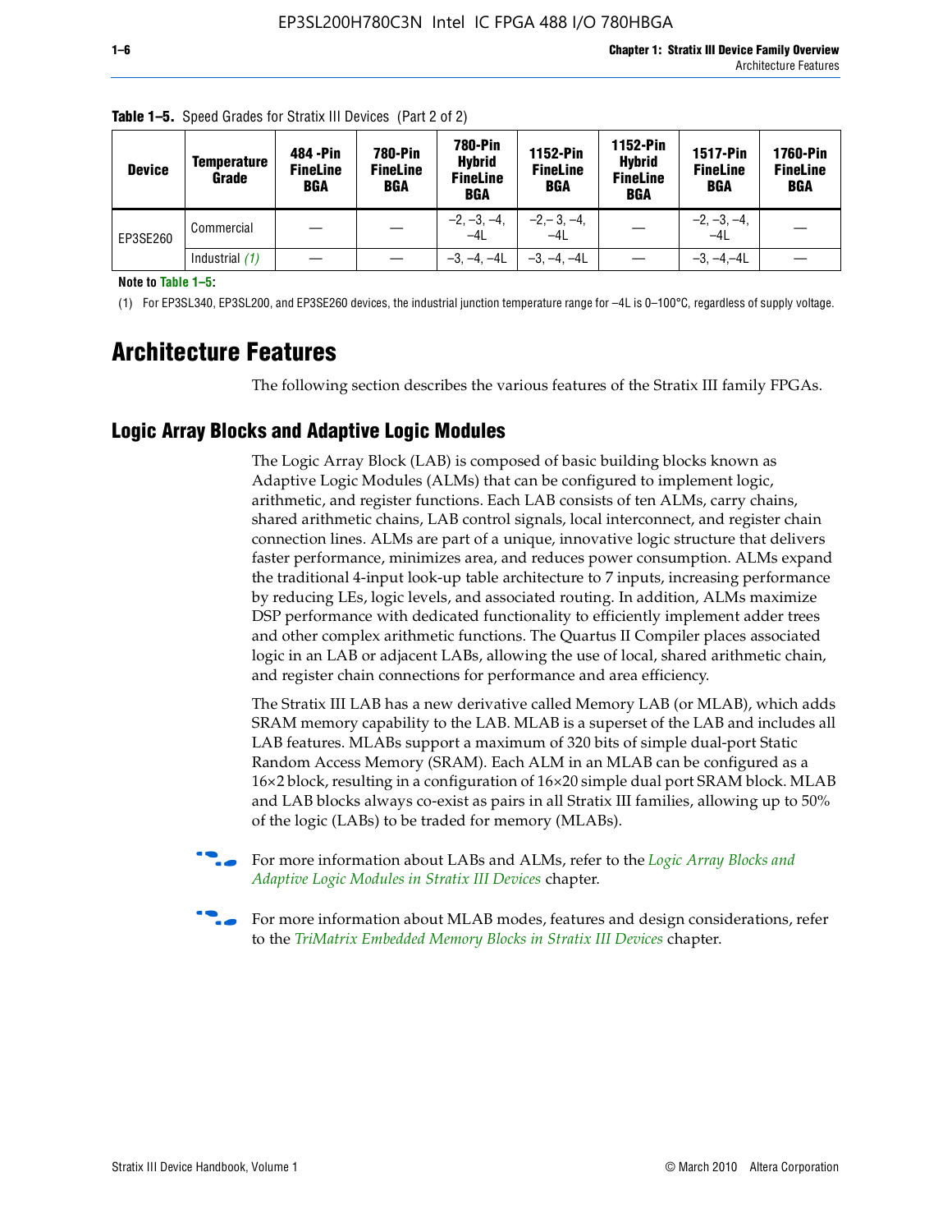**Table 1–5.** Speed Grades for Stratix III Devices (Part 2 of 2)

| Device | Temperature Grade | 484 -Pin FineLine BGA | 780-Pin FineLine BGA | 780-Pin Hybrid FineLine BGA | 1152-Pin FineLine BGA | 1152-Pin Hybrid FineLine BGA | 1517-Pin FineLine BGA | 1760-Pin FineLine BGA |
|---|---|---|---|---|---|---|---|---|
| EP3SE260 | Commercial | — | — | –2, –3, –4, –4L | –2,– 3, –4, –4L | — | –2, –3, –4, –4L | — |
| | Industrial *(1)* | — | — | –3, –4, –4L | –3, –4, –4L | — | –3, –4,–4L | — |

**Note to Table 1–5:**

(1) For EP3SL340, EP3SL200, and EP3SE260 devices, the industrial junction temperature range for –4L is 0–100°C, regardless of supply voltage.

# Architecture Features

The following section describes the various features of the Stratix III family FPGAs.

## Logic Array Blocks and Adaptive Logic Modules

The Logic Array Block (LAB) is composed of basic building blocks known as Adaptive Logic Modules (ALMs) that can be configured to implement logic, arithmetic, and register functions. Each LAB consists of ten ALMs, carry chains, shared arithmetic chains, LAB control signals, local interconnect, and register chain connection lines. ALMs are part of a unique, innovative logic structure that delivers faster performance, minimizes area, and reduces power consumption. ALMs expand the traditional 4-input look-up table architecture to 7 inputs, increasing performance by reducing LEs, logic levels, and associated routing. In addition, ALMs maximize DSP performance with dedicated functionality to efficiently implement adder trees and other complex arithmetic functions. The Quartus II Compiler places associated logic in an LAB or adjacent LABs, allowing the use of local, shared arithmetic chain, and register chain connections for performance and area efficiency.

The Stratix III LAB has a new derivative called Memory LAB (or MLAB), which adds SRAM memory capability to the LAB. MLAB is a superset of the LAB and includes all LAB features. MLABs support a maximum of 320 bits of simple dual-port Static Random Access Memory (SRAM). Each ALM in an MLAB can be configured as a 16×2 block, resulting in a configuration of 16×20 simple dual port SRAM block. MLAB and LAB blocks always co-exist as pairs in all Stratix III families, allowing up to 50% of the logic (LABs) to be traded for memory (MLABs).

For more information about LABs and ALMs, refer to the *Logic Array Blocks and Adaptive Logic Modules in Stratix III Devices* chapter.

For more information about MLAB modes, features and design considerations, refer to the *TriMatrix Embedded Memory Blocks in Stratix III Devices* chapter.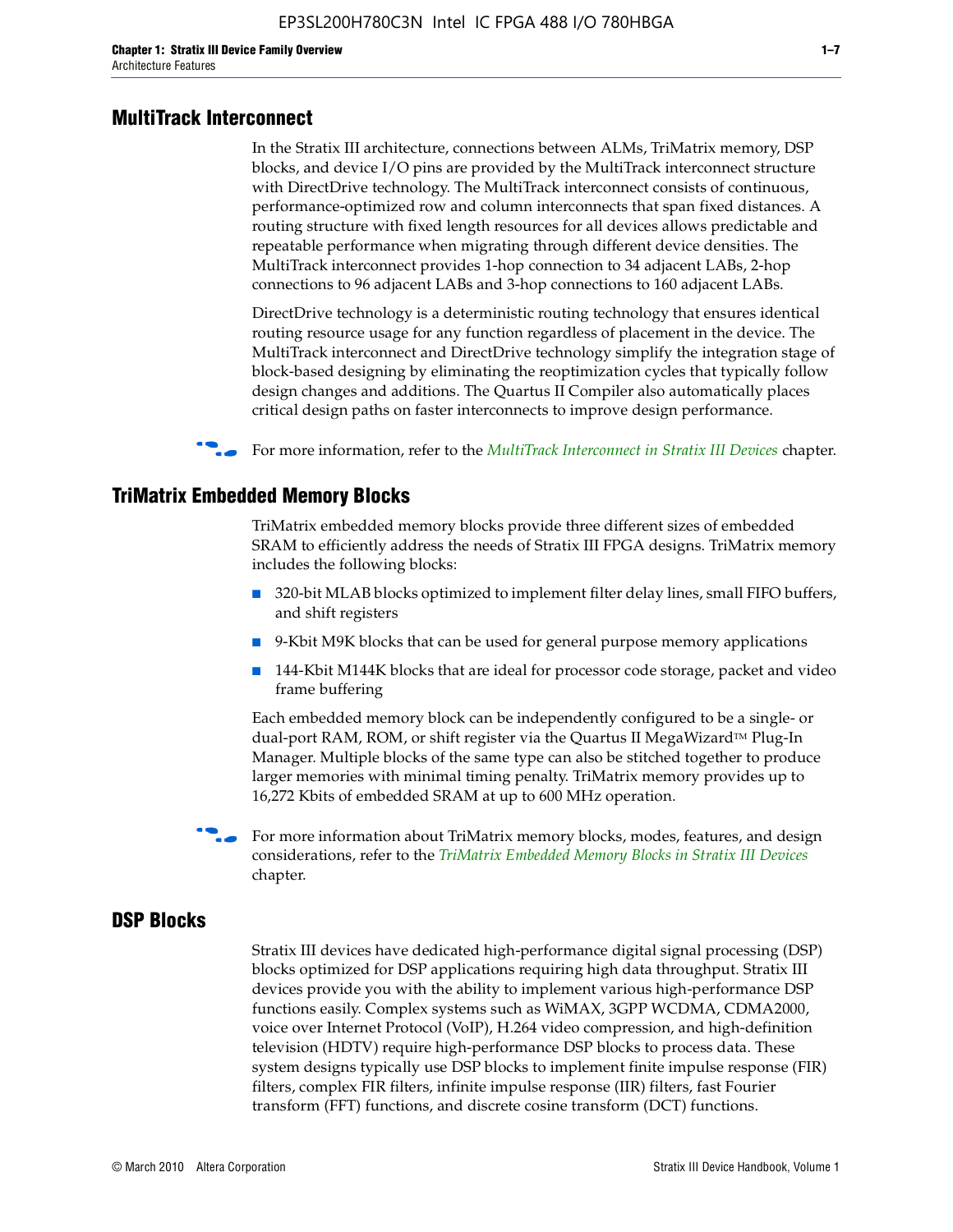## MultiTrack Interconnect

In the Stratix III architecture, connections between ALMs, TriMatrix memory, DSP blocks, and device I/O pins are provided by the MultiTrack interconnect structure with DirectDrive technology. The MultiTrack interconnect consists of continuous, performance-optimized row and column interconnects that span fixed distances. A routing structure with fixed length resources for all devices allows predictable and repeatable performance when migrating through different device densities. The MultiTrack interconnect provides 1-hop connection to 34 adjacent LABs, 2-hop connections to 96 adjacent LABs and 3-hop connections to 160 adjacent LABs.

DirectDrive technology is a deterministic routing technology that ensures identical routing resource usage for any function regardless of placement in the device. The MultiTrack interconnect and DirectDrive technology simplify the integration stage of block-based designing by eliminating the reoptimization cycles that typically follow design changes and additions. The Quartus II Compiler also automatically places critical design paths on faster interconnects to improve design performance.

For more information, refer to the *MultiTrack Interconnect in Stratix III Devices* chapter.

## TriMatrix Embedded Memory Blocks

TriMatrix embedded memory blocks provide three different sizes of embedded SRAM to efficiently address the needs of Stratix III FPGA designs. TriMatrix memory includes the following blocks:

- 320-bit MLAB blocks optimized to implement filter delay lines, small FIFO buffers, and shift registers
- 9-Kbit M9K blocks that can be used for general purpose memory applications
- 144-Kbit M144K blocks that are ideal for processor code storage, packet and video frame buffering

Each embedded memory block can be independently configured to be a single- or dual-port RAM, ROM, or shift register via the Quartus II MegaWizard™ Plug-In Manager. Multiple blocks of the same type can also be stitched together to produce larger memories with minimal timing penalty. TriMatrix memory provides up to 16,272 Kbits of embedded SRAM at up to 600 MHz operation.

For more information about TriMatrix memory blocks, modes, features, and design considerations, refer to the *TriMatrix Embedded Memory Blocks in Stratix III Devices* chapter.

## DSP Blocks

Stratix III devices have dedicated high-performance digital signal processing (DSP) blocks optimized for DSP applications requiring high data throughput. Stratix III devices provide you with the ability to implement various high-performance DSP functions easily. Complex systems such as WiMAX, 3GPP WCDMA, CDMA2000, voice over Internet Protocol (VoIP), H.264 video compression, and high-definition television (HDTV) require high-performance DSP blocks to process data. These system designs typically use DSP blocks to implement finite impulse response (FIR) filters, complex FIR filters, infinite impulse response (IIR) filters, fast Fourier transform (FFT) functions, and discrete cosine transform (DCT) functions.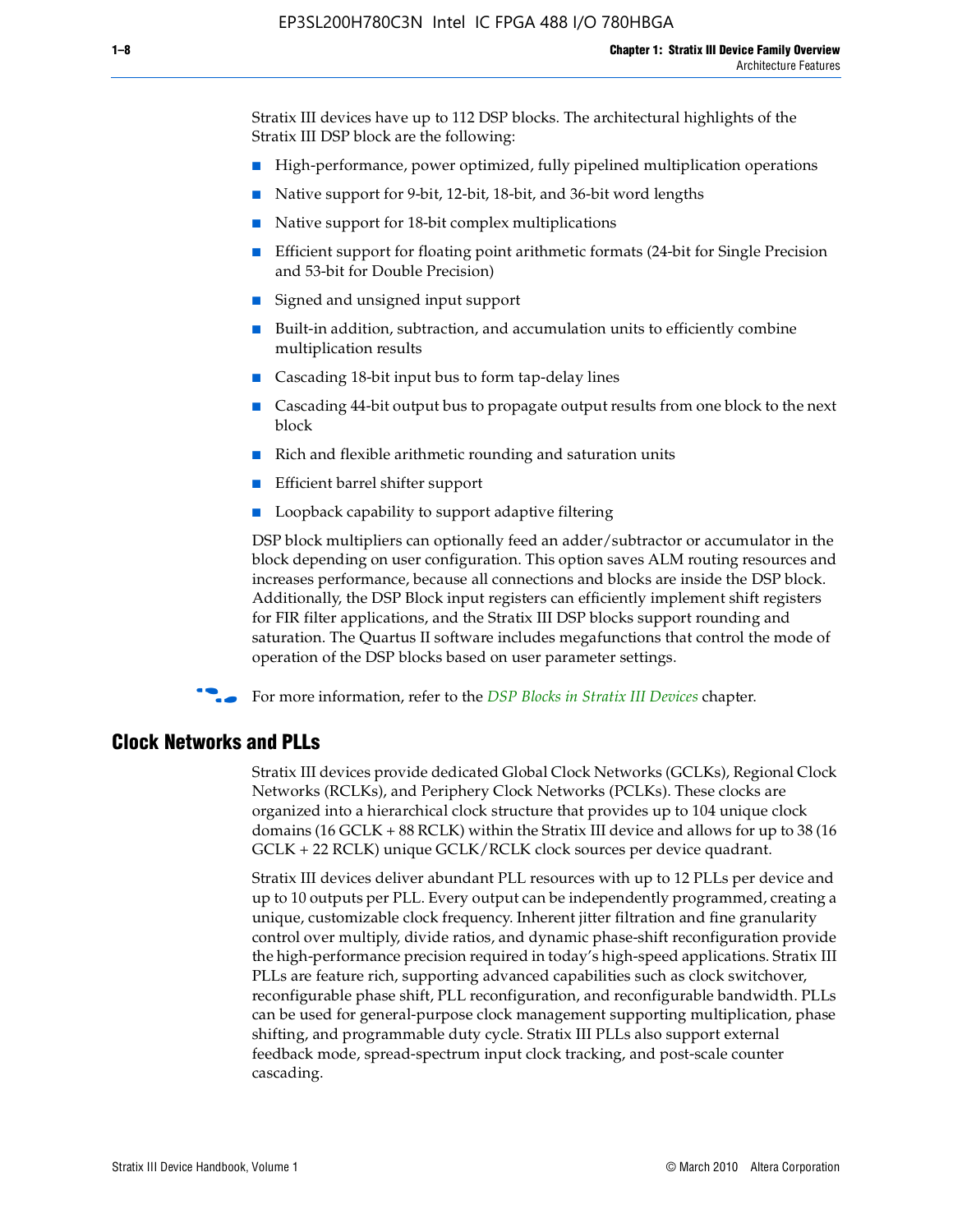Stratix III devices have up to 112 DSP blocks. The architectural highlights of the Stratix III DSP block are the following:

- High-performance, power optimized, fully pipelined multiplication operations
- Native support for 9-bit, 12-bit, 18-bit, and 36-bit word lengths
- Native support for 18-bit complex multiplications
- Efficient support for floating point arithmetic formats (24-bit for Single Precision and 53-bit for Double Precision)
- Signed and unsigned input support
- Built-in addition, subtraction, and accumulation units to efficiently combine multiplication results
- Cascading 18-bit input bus to form tap-delay lines
- Cascading 44-bit output bus to propagate output results from one block to the next block
- Rich and flexible arithmetic rounding and saturation units
- Efficient barrel shifter support
- Loopback capability to support adaptive filtering

DSP block multipliers can optionally feed an adder/subtractor or accumulator in the block depending on user configuration. This option saves ALM routing resources and increases performance, because all connections and blocks are inside the DSP block. Additionally, the DSP Block input registers can efficiently implement shift registers for FIR filter applications, and the Stratix III DSP blocks support rounding and saturation. The Quartus II software includes megafunctions that control the mode of operation of the DSP blocks based on user parameter settings.

For more information, refer to the *DSP Blocks in Stratix III Devices* chapter.

## Clock Networks and PLLs

Stratix III devices provide dedicated Global Clock Networks (GCLKs), Regional Clock Networks (RCLKs), and Periphery Clock Networks (PCLKs). These clocks are organized into a hierarchical clock structure that provides up to 104 unique clock domains (16 GCLK + 88 RCLK) within the Stratix III device and allows for up to 38 (16 GCLK + 22 RCLK) unique GCLK/RCLK clock sources per device quadrant.

Stratix III devices deliver abundant PLL resources with up to 12 PLLs per device and up to 10 outputs per PLL. Every output can be independently programmed, creating a unique, customizable clock frequency. Inherent jitter filtration and fine granularity control over multiply, divide ratios, and dynamic phase-shift reconfiguration provide the high-performance precision required in today's high-speed applications. Stratix III PLLs are feature rich, supporting advanced capabilities such as clock switchover, reconfigurable phase shift, PLL reconfiguration, and reconfigurable bandwidth. PLLs can be used for general-purpose clock management supporting multiplication, phase shifting, and programmable duty cycle. Stratix III PLLs also support external feedback mode, spread-spectrum input clock tracking, and post-scale counter cascading.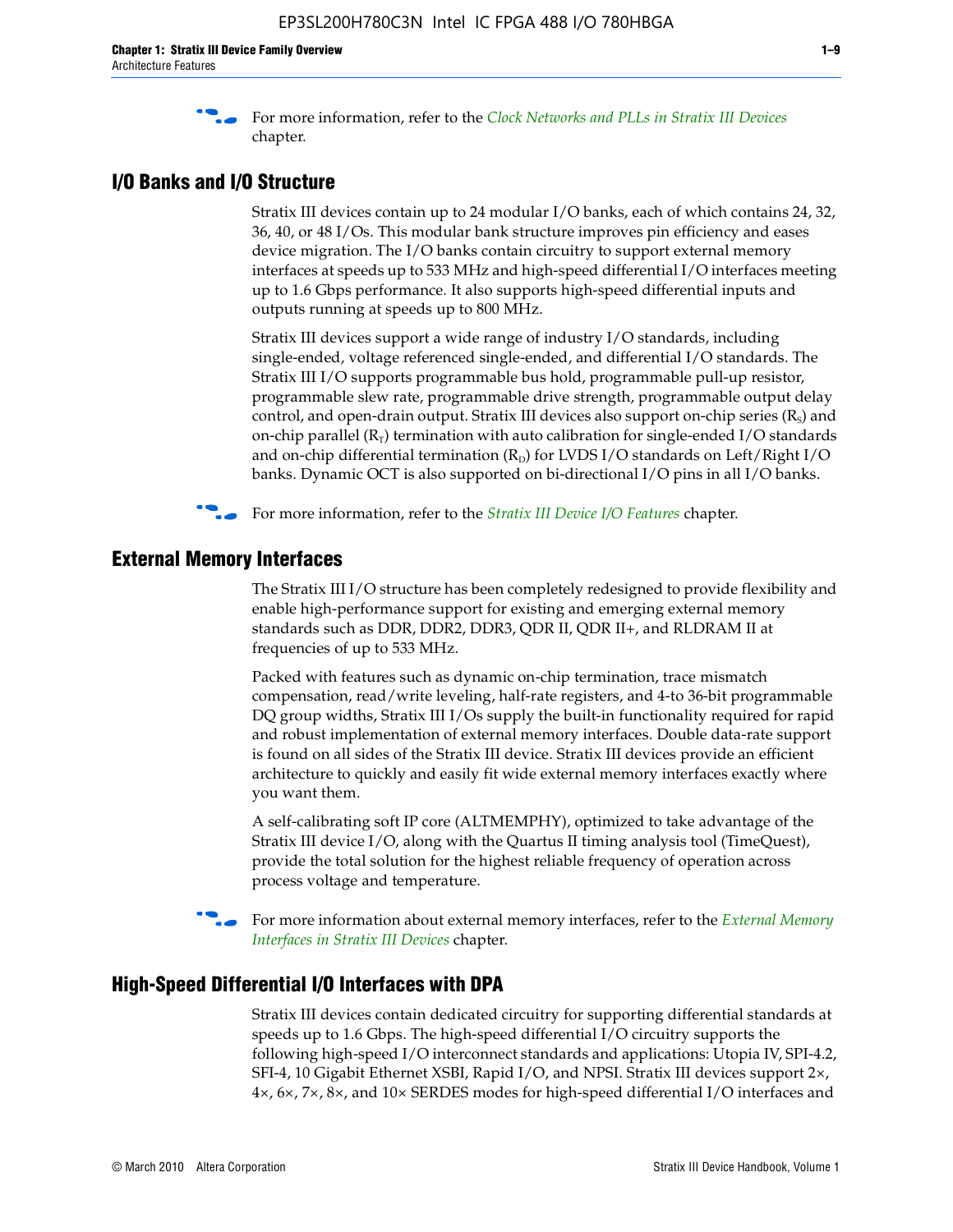For more information, refer to the *Clock Networks and PLLs in Stratix III Devices* chapter.

## I/O Banks and I/O Structure

Stratix III devices contain up to 24 modular I/O banks, each of which contains 24, 32, 36, 40, or 48 I/Os. This modular bank structure improves pin efficiency and eases device migration. The I/O banks contain circuitry to support external memory interfaces at speeds up to 533 MHz and high-speed differential I/O interfaces meeting up to 1.6 Gbps performance. It also supports high-speed differential inputs and outputs running at speeds up to 800 MHz.

Stratix III devices support a wide range of industry I/O standards, including single-ended, voltage referenced single-ended, and differential I/O standards. The Stratix III I/O supports programmable bus hold, programmable pull-up resistor, programmable slew rate, programmable drive strength, programmable output delay control, and open-drain output. Stratix III devices also support on-chip series ($R_S$) and on-chip parallel ($R_T$) termination with auto calibration for single-ended I/O standards and on-chip differential termination ($R_D$) for LVDS I/O standards on Left/Right I/O banks. Dynamic OCT is also supported on bi-directional I/O pins in all I/O banks.

For more information, refer to the *Stratix III Device I/O Features* chapter.

## External Memory Interfaces

The Stratix III I/O structure has been completely redesigned to provide flexibility and enable high-performance support for existing and emerging external memory standards such as DDR, DDR2, DDR3, QDR II, QDR II+, and RLDRAM II at frequencies of up to 533 MHz.

Packed with features such as dynamic on-chip termination, trace mismatch compensation, read/write leveling, half-rate registers, and 4-to 36-bit programmable DQ group widths, Stratix III I/Os supply the built-in functionality required for rapid and robust implementation of external memory interfaces. Double data-rate support is found on all sides of the Stratix III device. Stratix III devices provide an efficient architecture to quickly and easily fit wide external memory interfaces exactly where you want them.

A self-calibrating soft IP core (ALTMEMPHY), optimized to take advantage of the Stratix III device I/O, along with the Quartus II timing analysis tool (TimeQuest), provide the total solution for the highest reliable frequency of operation across process voltage and temperature.

For more information about external memory interfaces, refer to the *External Memory Interfaces in Stratix III Devices* chapter.

## High-Speed Differential I/O Interfaces with DPA

Stratix III devices contain dedicated circuitry for supporting differential standards at speeds up to 1.6 Gbps. The high-speed differential I/O circuitry supports the following high-speed I/O interconnect standards and applications: Utopia IV, SPI-4.2, SFI-4, 10 Gigabit Ethernet XSBI, Rapid I/O, and NPSI. Stratix III devices support 2×, 4×, 6×, 7×, 8×, and 10× SERDES modes for high-speed differential I/O interfaces and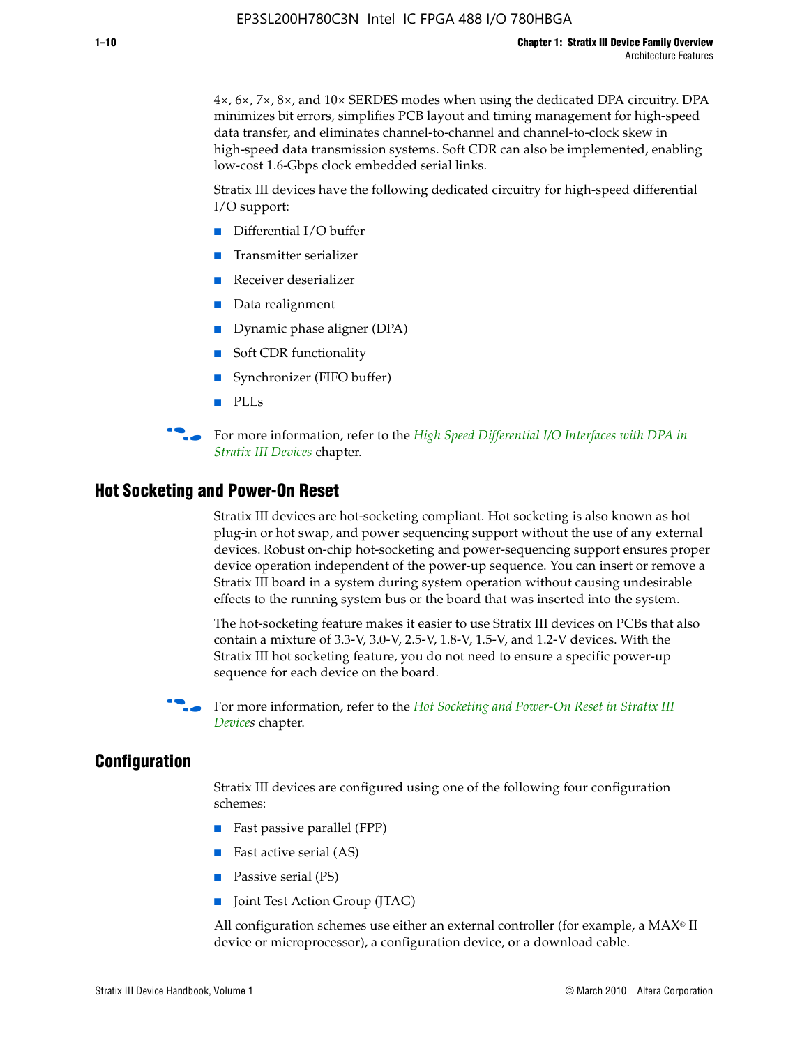4×, 6×, 7×, 8×, and 10× SERDES modes when using the dedicated DPA circuitry. DPA minimizes bit errors, simplifies PCB layout and timing management for high-speed data transfer, and eliminates channel-to-channel and channel-to-clock skew in high-speed data transmission systems. Soft CDR can also be implemented, enabling low-cost 1.6-Gbps clock embedded serial links.

Stratix III devices have the following dedicated circuitry for high-speed differential I/O support:

- Differential I/O buffer
- Transmitter serializer
- Receiver deserializer
- Data realignment
- Dynamic phase aligner (DPA)
- Soft CDR functionality
- Synchronizer (FIFO buffer)
- PLLs

For more information, refer to the *High Speed Differential I/O Interfaces with DPA in Stratix III Devices* chapter.

## Hot Socketing and Power-On Reset

Stratix III devices are hot-socketing compliant. Hot socketing is also known as hot plug-in or hot swap, and power sequencing support without the use of any external devices. Robust on-chip hot-socketing and power-sequencing support ensures proper device operation independent of the power-up sequence. You can insert or remove a Stratix III board in a system during system operation without causing undesirable effects to the running system bus or the board that was inserted into the system.

The hot-socketing feature makes it easier to use Stratix III devices on PCBs that also contain a mixture of 3.3-V, 3.0-V, 2.5-V, 1.8-V, 1.5-V, and 1.2-V devices. With the Stratix III hot socketing feature, you do not need to ensure a specific power-up sequence for each device on the board.

For more information, refer to the *Hot Socketing and Power-On Reset in Stratix III Devices* chapter.

## Configuration

Stratix III devices are configured using one of the following four configuration schemes:

- Fast passive parallel (FPP)
- Fast active serial (AS)
- Passive serial (PS)
- Joint Test Action Group (JTAG)

All configuration schemes use either an external controller (for example, a MAX® II device or microprocessor), a configuration device, or a download cable.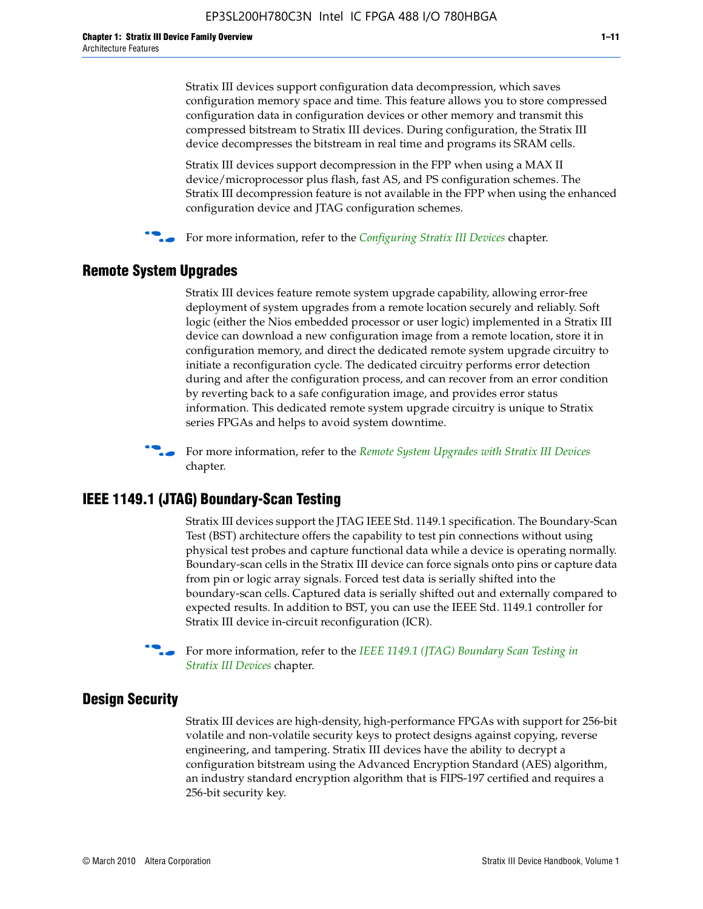Stratix III devices support configuration data decompression, which saves configuration memory space and time. This feature allows you to store compressed configuration data in configuration devices or other memory and transmit this compressed bitstream to Stratix III devices. During configuration, the Stratix III device decompresses the bitstream in real time and programs its SRAM cells.

Stratix III devices support decompression in the FPP when using a MAX II device/microprocessor plus flash, fast AS, and PS configuration schemes. The Stratix III decompression feature is not available in the FPP when using the enhanced configuration device and JTAG configuration schemes.

For more information, refer to the *Configuring Stratix III Devices* chapter.

## Remote System Upgrades

Stratix III devices feature remote system upgrade capability, allowing error-free deployment of system upgrades from a remote location securely and reliably. Soft logic (either the Nios embedded processor or user logic) implemented in a Stratix III device can download a new configuration image from a remote location, store it in configuration memory, and direct the dedicated remote system upgrade circuitry to initiate a reconfiguration cycle. The dedicated circuitry performs error detection during and after the configuration process, and can recover from an error condition by reverting back to a safe configuration image, and provides error status information. This dedicated remote system upgrade circuitry is unique to Stratix series FPGAs and helps to avoid system downtime.

For more information, refer to the *Remote System Upgrades with Stratix III Devices* chapter.

## IEEE 1149.1 (JTAG) Boundary-Scan Testing

Stratix III devices support the JTAG IEEE Std. 1149.1 specification. The Boundary-Scan Test (BST) architecture offers the capability to test pin connections without using physical test probes and capture functional data while a device is operating normally. Boundary-scan cells in the Stratix III device can force signals onto pins or capture data from pin or logic array signals. Forced test data is serially shifted into the boundary-scan cells. Captured data is serially shifted out and externally compared to expected results. In addition to BST, you can use the IEEE Std. 1149.1 controller for Stratix III device in-circuit reconfiguration (ICR).

For more information, refer to the *IEEE 1149.1 (JTAG) Boundary Scan Testing in Stratix III Devices* chapter.

## Design Security

Stratix III devices are high-density, high-performance FPGAs with support for 256-bit volatile and non-volatile security keys to protect designs against copying, reverse engineering, and tampering. Stratix III devices have the ability to decrypt a configuration bitstream using the Advanced Encryption Standard (AES) algorithm, an industry standard encryption algorithm that is FIPS-197 certified and requires a 256-bit security key.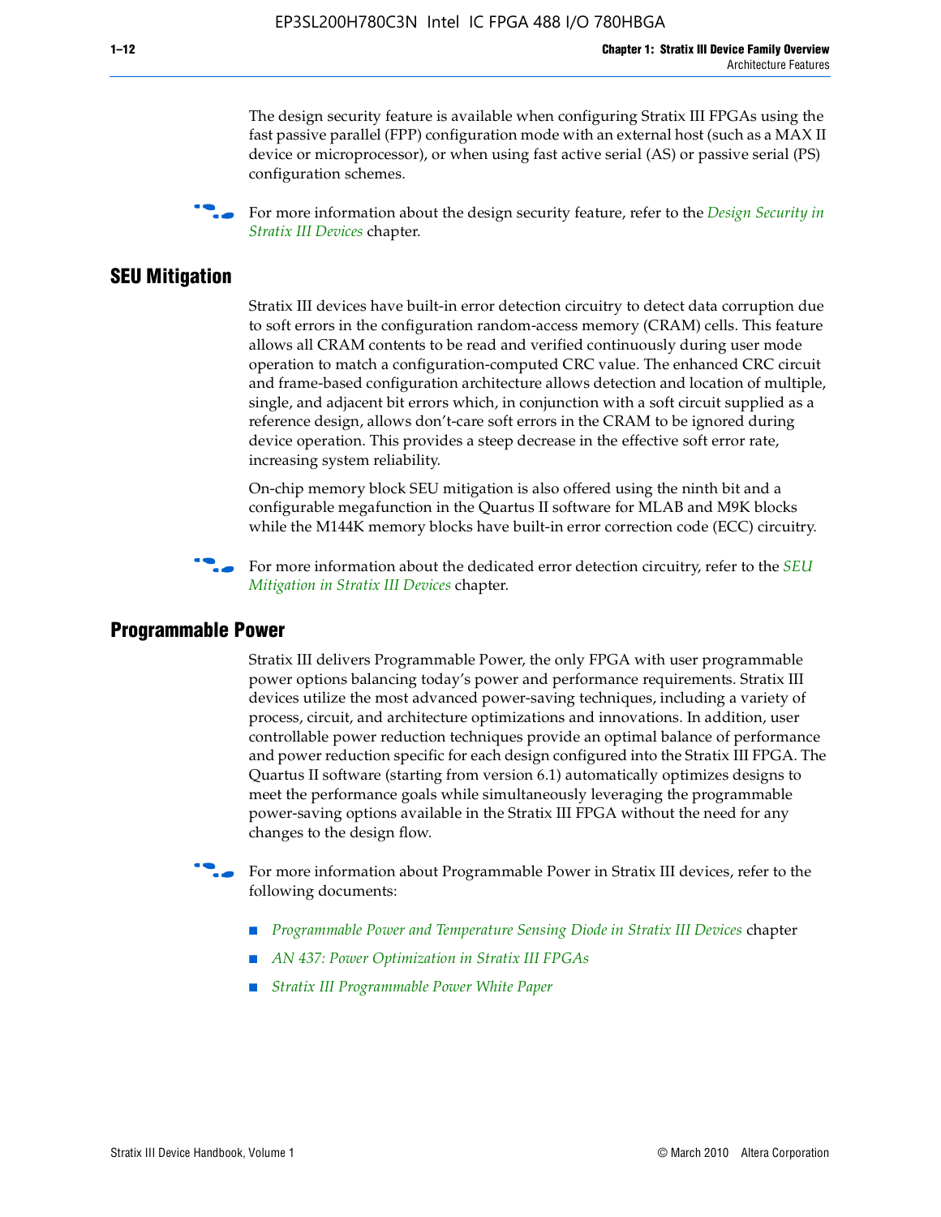The design security feature is available when configuring Stratix III FPGAs using the fast passive parallel (FPP) configuration mode with an external host (such as a MAX II device or microprocessor), or when using fast active serial (AS) or passive serial (PS) configuration schemes.

For more information about the design security feature, refer to the *Design Security in Stratix III Devices* chapter.

## SEU Mitigation

Stratix III devices have built-in error detection circuitry to detect data corruption due to soft errors in the configuration random-access memory (CRAM) cells. This feature allows all CRAM contents to be read and verified continuously during user mode operation to match a configuration-computed CRC value. The enhanced CRC circuit and frame-based configuration architecture allows detection and location of multiple, single, and adjacent bit errors which, in conjunction with a soft circuit supplied as a reference design, allows don't-care soft errors in the CRAM to be ignored during device operation. This provides a steep decrease in the effective soft error rate, increasing system reliability.

On-chip memory block SEU mitigation is also offered using the ninth bit and a configurable megafunction in the Quartus II software for MLAB and M9K blocks while the M144K memory blocks have built-in error correction code (ECC) circuitry.

For more information about the dedicated error detection circuitry, refer to the *SEU Mitigation in Stratix III Devices* chapter.

## Programmable Power

Stratix III delivers Programmable Power, the only FPGA with user programmable power options balancing today's power and performance requirements. Stratix III devices utilize the most advanced power-saving techniques, including a variety of process, circuit, and architecture optimizations and innovations. In addition, user controllable power reduction techniques provide an optimal balance of performance and power reduction specific for each design configured into the Stratix III FPGA. The Quartus II software (starting from version 6.1) automatically optimizes designs to meet the performance goals while simultaneously leveraging the programmable power-saving options available in the Stratix III FPGA without the need for any changes to the design flow.

For more information about Programmable Power in Stratix III devices, refer to the following documents:

- *Programmable Power and Temperature Sensing Diode in Stratix III Devices* chapter
- *AN 437: Power Optimization in Stratix III FPGAs*
- *Stratix III Programmable Power White Paper*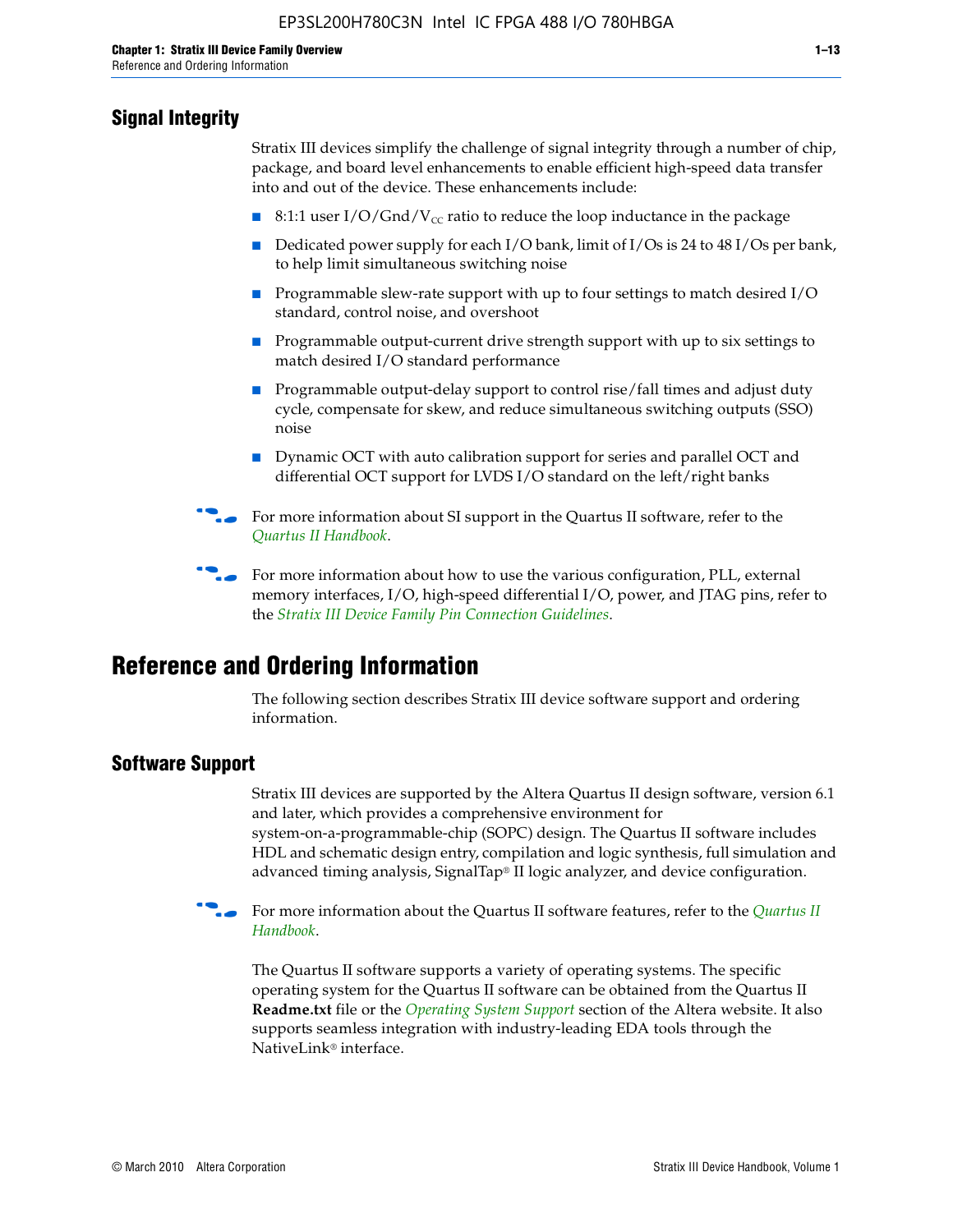## Signal Integrity

Stratix III devices simplify the challenge of signal integrity through a number of chip, package, and board level enhancements to enable efficient high-speed data transfer into and out of the device. These enhancements include:

- 8:1:1 user I/O/Gnd/$V_{CC}$ ratio to reduce the loop inductance in the package
- Dedicated power supply for each I/O bank, limit of I/Os is 24 to 48 I/Os per bank, to help limit simultaneous switching noise
- Programmable slew-rate support with up to four settings to match desired I/O standard, control noise, and overshoot
- Programmable output-current drive strength support with up to six settings to match desired I/O standard performance
- Programmable output-delay support to control rise/fall times and adjust duty cycle, compensate for skew, and reduce simultaneous switching outputs (SSO) noise
- Dynamic OCT with auto calibration support for series and parallel OCT and differential OCT support for LVDS I/O standard on the left/right banks

For more information about SI support in the Quartus II software, refer to the *Quartus II Handbook*.

For more information about how to use the various configuration, PLL, external memory interfaces, I/O, high-speed differential I/O, power, and JTAG pins, refer to the *Stratix III Device Family Pin Connection Guidelines*.

# Reference and Ordering Information

The following section describes Stratix III device software support and ordering information.

## Software Support

Stratix III devices are supported by the Altera Quartus II design software, version 6.1 and later, which provides a comprehensive environment for system-on-a-programmable-chip (SOPC) design. The Quartus II software includes HDL and schematic design entry, compilation and logic synthesis, full simulation and advanced timing analysis, SignalTap® II logic analyzer, and device configuration.

For more information about the Quartus II software features, refer to the *Quartus II Handbook*.

The Quartus II software supports a variety of operating systems. The specific operating system for the Quartus II software can be obtained from the Quartus II **Readme.txt** file or the *Operating System Support* section of the Altera website. It also supports seamless integration with industry-leading EDA tools through the NativeLink® interface.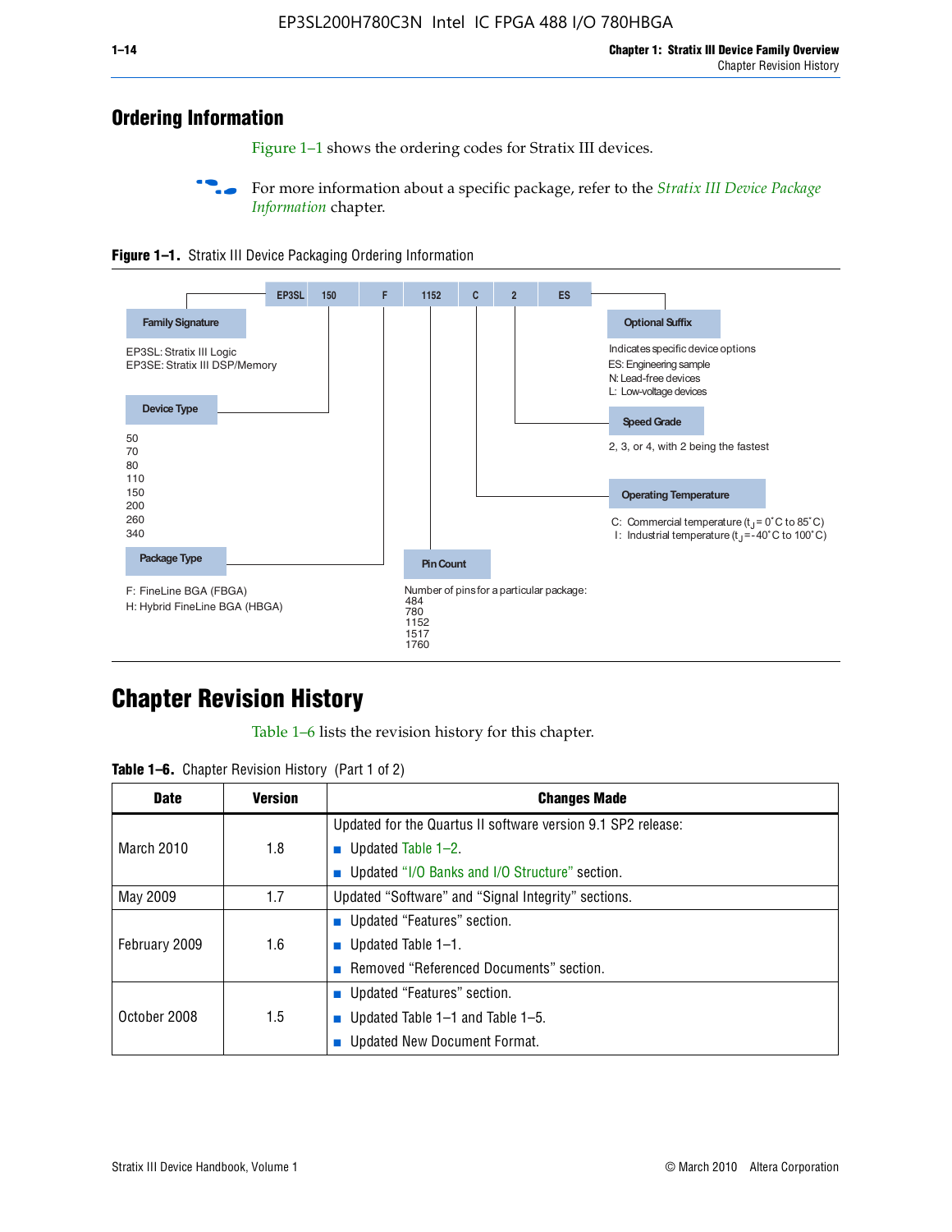## Ordering Information

Figure 1–1 shows the ordering codes for Stratix III devices.

For more information about a specific package, refer to the *Stratix III Device Package Information* chapter.

**Figure 1–1.** Stratix III Device Packaging Ordering Information

EP3SL | 150 | F | 1152 | C | 2 | ES

**Family Signature**

EP3SL: Stratix III Logic
EP3SE: Stratix III DSP/Memory

**Device Type**

50
70
80
110
150
200
260
340

**Package Type**

F: FineLine BGA (FBGA)
H: Hybrid FineLine BGA (HBGA)

**Pin Count**

Number of pins for a particular package:
484
780
1152
1517
1760

**Operating Temperature**

C: Commercial temperature ($t_J$ = 0°C to 85°C)
I: Industrial temperature ($t_J$ = -40°C to 100°C)

**Speed Grade**

2, 3, or 4, with 2 being the fastest

**Optional Suffix**

Indicates specific device options
ES: Engineering sample
N: Lead-free devices
L: Low-voltage devices

## Chapter Revision History

Table 1–6 lists the revision history for this chapter.

**Table 1–6.** Chapter Revision History (Part 1 of 2)

| Date | Version | Changes Made |
|---|---|---|
| March 2010 | 1.8 | Updated for the Quartus II software version 9.1 SP2 release:<br>■ Updated Table 1–2.<br>■ Updated "I/O Banks and I/O Structure" section. |
| May 2009 | 1.7 | Updated "Software" and "Signal Integrity" sections. |
| February 2009 | 1.6 | ■ Updated "Features" section.<br>■ Updated Table 1–1.<br>■ Removed "Referenced Documents" section. |
| October 2008 | 1.5 | ■ Updated "Features" section.<br>■ Updated Table 1–1 and Table 1–5.<br>■ Updated New Document Format. |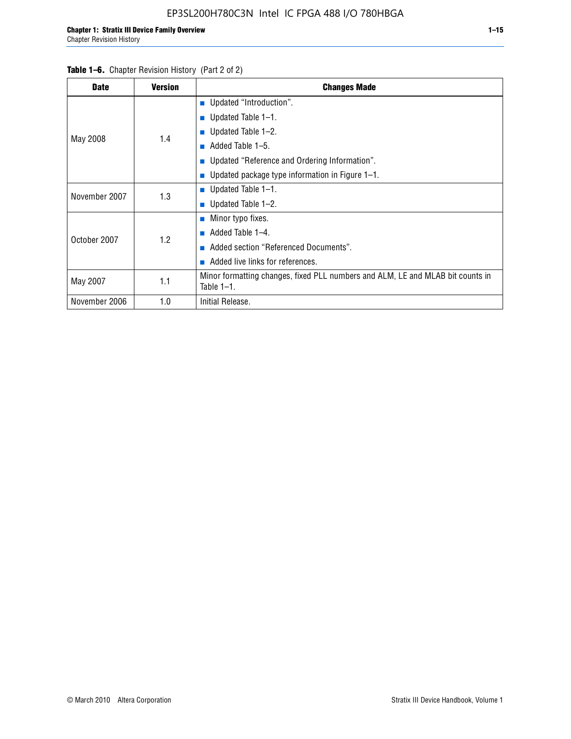**Table 1–6.** Chapter Revision History (Part 2 of 2)

| Date | Version | Changes Made |
|---|---|---|
| May 2008 | 1.4 | ■ Updated “Introduction”.<br>■ Updated Table 1–1.<br>■ Updated Table 1–2.<br>■ Added Table 1–5.<br>■ Updated “Reference and Ordering Information”.<br>■ Updated package type information in Figure 1–1. |
| November 2007 | 1.3 | ■ Updated Table 1–1.<br>■ Updated Table 1–2. |
| October 2007 | 1.2 | ■ Minor typo fixes.<br>■ Added Table 1–4.<br>■ Added section “Referenced Documents”.<br>■ Added live links for references. |
| May 2007 | 1.1 | Minor formatting changes, fixed PLL numbers and ALM, LE and MLAB bit counts in Table 1–1. |
| November 2006 | 1.0 | Initial Release. |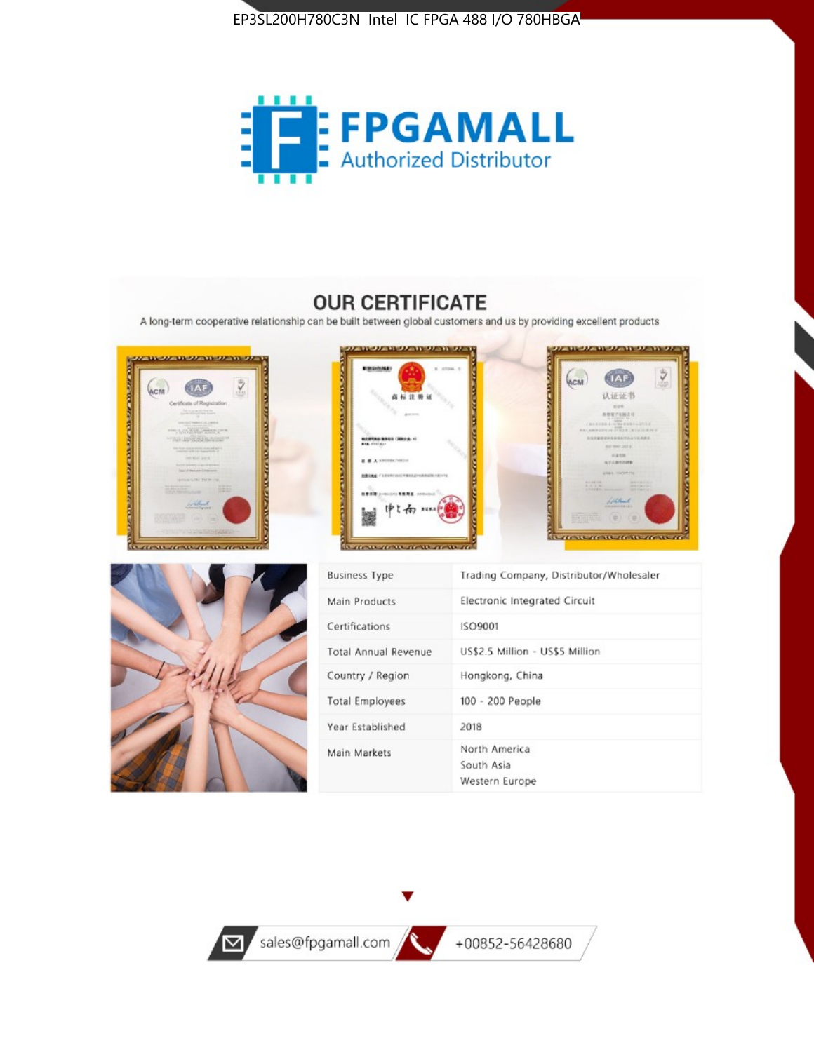FPGAMALL Authorized Distributor

## OUR CERTIFICATE

A long-term cooperative relationship can be built between global customers and us by providing excellent products

| | |
|---|---|
| Business Type | Trading Company, Distributor/Wholesaler |
| Main Products | Electronic Integrated Circuit |
| Certifications | ISO9001 |
| Total Annual Revenue | US$2.5 Million - US$5 Million |
| Country / Region | Hongkong, China |
| Total Employees | 100 - 200 People |
| Year Established | 2018 |
| Main Markets | North America<br>South Asia<br>Western Europe |

sales@fpgamall.com

+00852-56428680